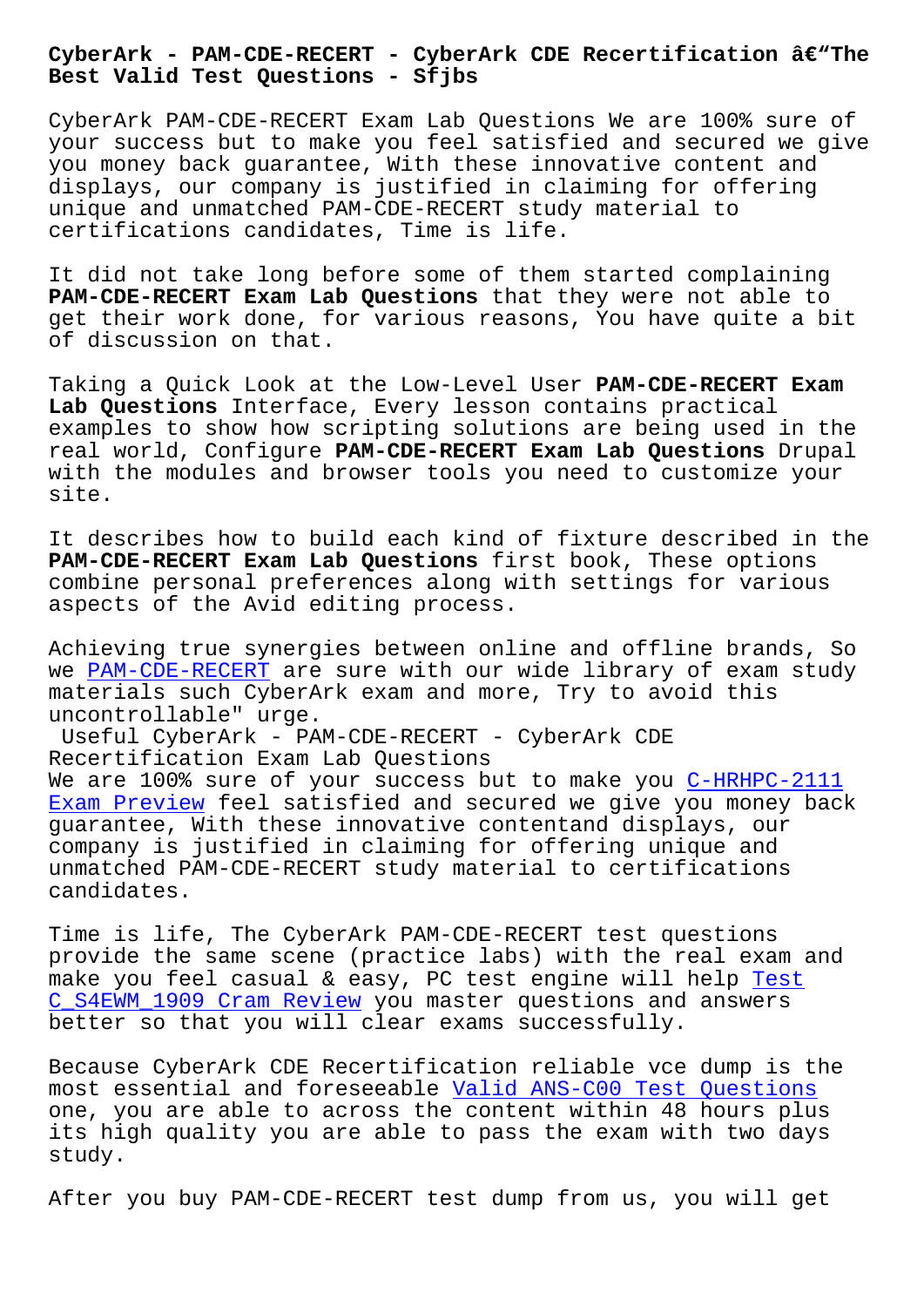# CyberArk - PAM-CDE-RECERT - CyberArk CDE Recertification â€"The Best Valid Test Questions - Sfjbs

CyberArk PAM-CDE-RECERT Exam Lab Questions We are 100% sure of your success but to make you feel satisfied and secured we give you money back guarantee, With these innovative content and displays, our company is justified in claiming for offering unique and unmatched PAM-CDE-RECERT study material to certifications candidates, Time is life.

It did not take long before some of them started complaining **PAM-CDE-RECERT Exam Lab Questions** that they were not able to get their work done, for various reasons, You have quite a bit of discussion on that.

Taking a Quick Look at the Low-Level User **PAM-CDE-RECERT Exam Lab Questions** Interface, Every lesson contains practical examples to show how scripting solutions are being used in the real world, Configure **PAM-CDE-RECERT Exam Lab Questions** Drupal with the modules and browser tools you need to customize your site.

It describes how to build each kind of fixture described in the **PAM-CDE-RECERT Exam Lab Questions** first book, These options combine personal preferences along with settings for various aspects of the Avid editing process.

Achieving true synergies between online and offline brands, So we PAM-CDE-RECERT are sure with our wide library of exam study materials such CyberArk exam and more, Try to avoid this uncontrollable" urge.

## Useful CyberArk - PAM-CDE-RECERT - CyberArk CDE Recertification Exam Lab Questions

We are 100% sure of your success but to make you C-HRHPC-2111 Exam Preview feel satisfied and secured we give you money back guarantee, With these innovative contentand displays, our company is justified in claiming for offering unique and unmatched PAM-CDE-RECERT study material to certifications candidates.

Time is life, The CyberArk PAM-CDE-RECERT test questions provide the same scene (practice labs) with the real exam and make you feel casual & easy, PC test engine will help Test C_S4EWM_1909 Cram Review you master questions and answers better so that you will clear exams successfully.

Because CyberArk CDE Recertification reliable vce dump is the most essential and foreseeable Valid ANS-C00 Test Questions one, you are able to across the content within 48 hours plus its high quality you are able to pass the exam with two days study.

After you buy PAM-CDE-RECERT test dump from us, you will get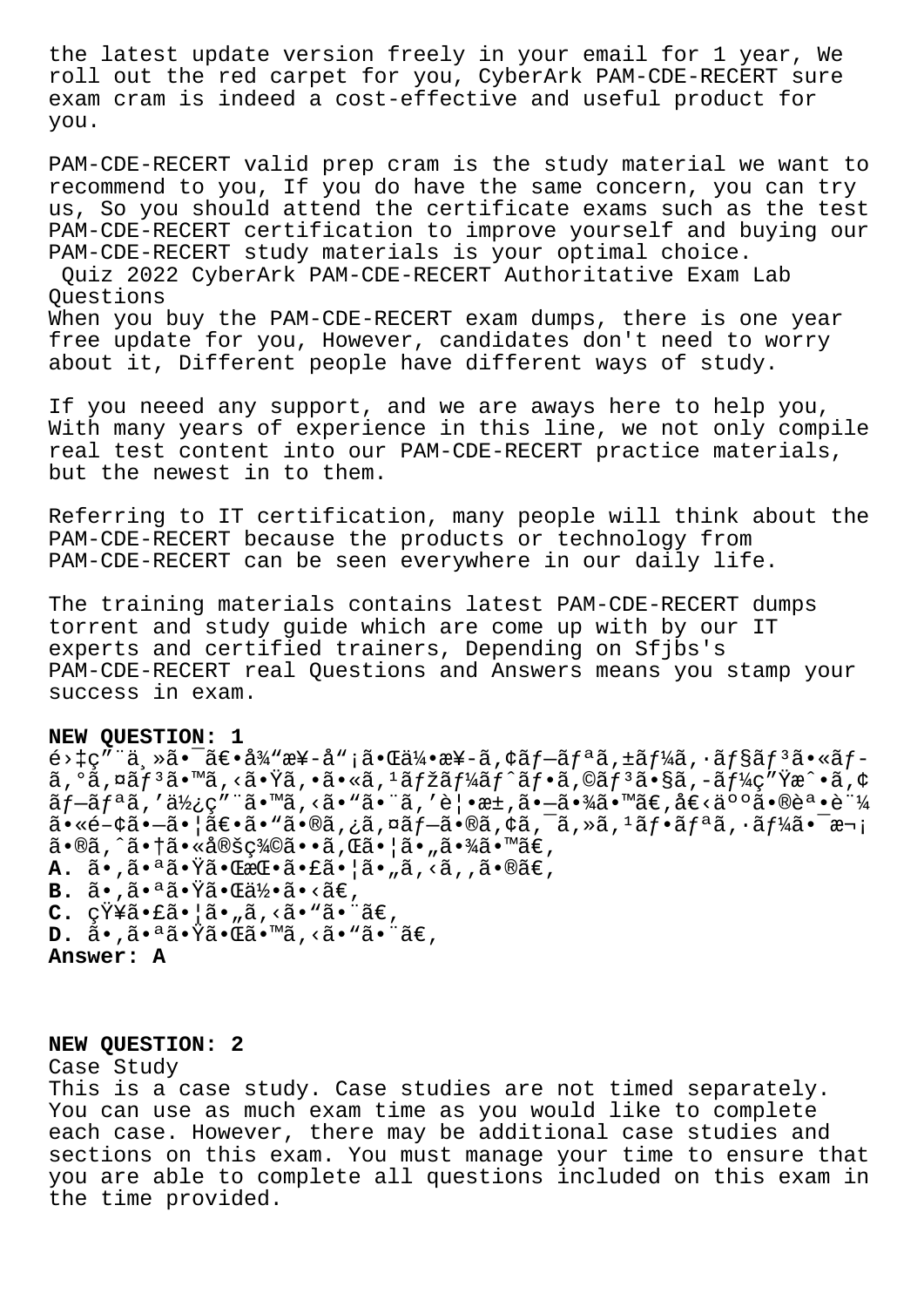the latest update version freely in your email for 1 year, We roll out the red carpet for you, CyberArk PAM-CDE-RECERT sure exam cram is indeed a cost-effective and useful product for you.

PAM-CDE-RECERT valid prep cram is the study material we want to recommend to you, If you do have the same concern, you can try us, So you should attend the certificate exams such as the test PAM-CDE-RECERT certification to improve yourself and buying our PAM-CDE-RECERT study materials is your optimal choice.

Quiz 2022 CyberArk PAM-CDE-RECERT Authoritative Exam Lab Questions

When you buy the PAM-CDE-RECERT exam dumps, there is one year free update for you, However, candidates don't need to worry about it, Different people have different ways of study.

If you neeed any support, and we are aways here to help you, With many years of experience in this line, we not only compile real test content into our PAM-CDE-RECERT practice materials, but the newest in to them.

Referring to IT certification, many people will think about the PAM-CDE-RECERT because the products or technology from PAM-CDE-RECERT can be seen everywhere in our daily life.

The training materials contains latest PAM-CDE-RECERT dumps torrent and study guide which are come up with by our IT experts and certified trainers, Depending on Sfjbs's PAM-CDE-RECERT real Questions and Answers means you stamp your success in exam.

**NEW QUESTION: 1**
é›‡ç”¨ä¸»ã•¯ã€•å¾“æ¥­å“¡ã•Œä¼•æ¥­ã‚¢ãƒ—ãƒªã‚±ãƒ¼ã‚·ãƒ§ãƒ³ã•«ãƒ­ã‚°ã‚¤ãƒ³ã•™ã‚‹ã•Ÿã‚•ã•«ã‚¹ãƒžãƒ¼ãƒˆãƒ•ã‚©ãƒ³ã•§ã‚­ãƒ¼ç”Ÿæˆ•ã‚¢ãƒ—ãƒªã‚'ä½¿ç”¨ã•™ã‚‹ã•“ã•¨ã‚'è¦•æ±‚ã•—ã•¾ã•™ã€‚å€‹äººã•®èª•è¨¼ã•«é–¢ã•—ã•¦ã€•ã•"ã•®ã‚¿ã‚¤ãƒ—ã•®ã‚¢ã‚¯ã‚»ã‚¹ãƒ•ãƒªã‚·ãƒ¼ã•¯æ¬¡ã•®ã‚ˆã•†ã•«å®šç¾©ã••ã‚Œã•¦ã•"ã•¾ã•™ã€‚
**A.** ã•'ã•ªã•Ÿã•ŒæŒ•ã•£ã•¦ã•"ã‚‹ã''ã•®ã€‚
**B.** ã•'ã•ªã•Ÿã•Œä½•ã•‹ã€‚
**C.** çŸ¥ã•£ã•¦ã•"ã‚‹ã•"ã•¨ã€‚
**D.** ã•'ã•ªã•Ÿã•Œã•™ã‚‹ã•"ã•¨ã€‚
**Answer: A**

**NEW QUESTION: 2**
Case Study
This is a case study. Case studies are not timed separately. You can use as much exam time as you would like to complete each case. However, there may be additional case studies and sections on this exam. You must manage your time to ensure that you are able to complete all questions included on this exam in the time provided.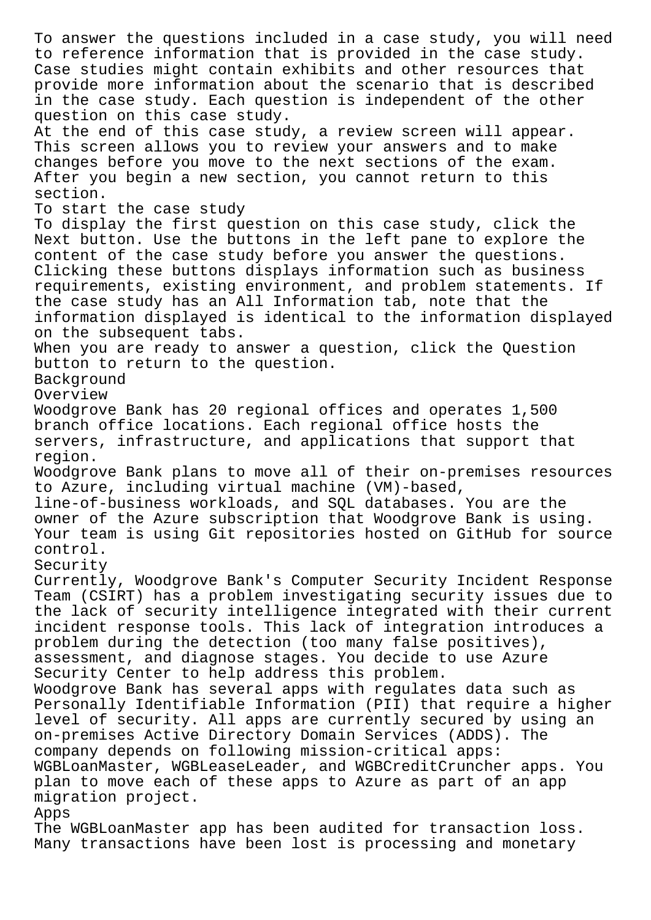To answer the questions included in a case study, you will need to reference information that is provided in the case study. Case studies might contain exhibits and other resources that provide more information about the scenario that is described in the case study. Each question is independent of the other question on this case study.

At the end of this case study, a review screen will appear. This screen allows you to review your answers and to make changes before you move to the next sections of the exam. After you begin a new section, you cannot return to this section.

To start the case study

To display the first question on this case study, click the Next button. Use the buttons in the left pane to explore the content of the case study before you answer the questions. Clicking these buttons displays information such as business requirements, existing environment, and problem statements. If the case study has an All Information tab, note that the information displayed is identical to the information displayed on the subsequent tabs.

When you are ready to answer a question, click the Question button to return to the question.

Background

Overview

Woodgrove Bank has 20 regional offices and operates 1,500 branch office locations. Each regional office hosts the servers, infrastructure, and applications that support that region.

Woodgrove Bank plans to move all of their on-premises resources to Azure, including virtual machine (VM)-based, line-of-business workloads, and SQL databases. You are the owner of the Azure subscription that Woodgrove Bank is using. Your team is using Git repositories hosted on GitHub for source control.

Security

Currently, Woodgrove Bank's Computer Security Incident Response Team (CSIRT) has a problem investigating security issues due to the lack of security intelligence integrated with their current incident response tools. This lack of integration introduces a problem during the detection (too many false positives), assessment, and diagnose stages. You decide to use Azure Security Center to help address this problem.

Woodgrove Bank has several apps with regulates data such as Personally Identifiable Information (PII) that require a higher level of security. All apps are currently secured by using an on-premises Active Directory Domain Services (ADDS). The company depends on following mission-critical apps: WGBLoanMaster, WGBLeaseLeader, and WGBCreditCruncher apps. You plan to move each of these apps to Azure as part of an app migration project.

Apps

The WGBLoanMaster app has been audited for transaction loss. Many transactions have been lost is processing and monetary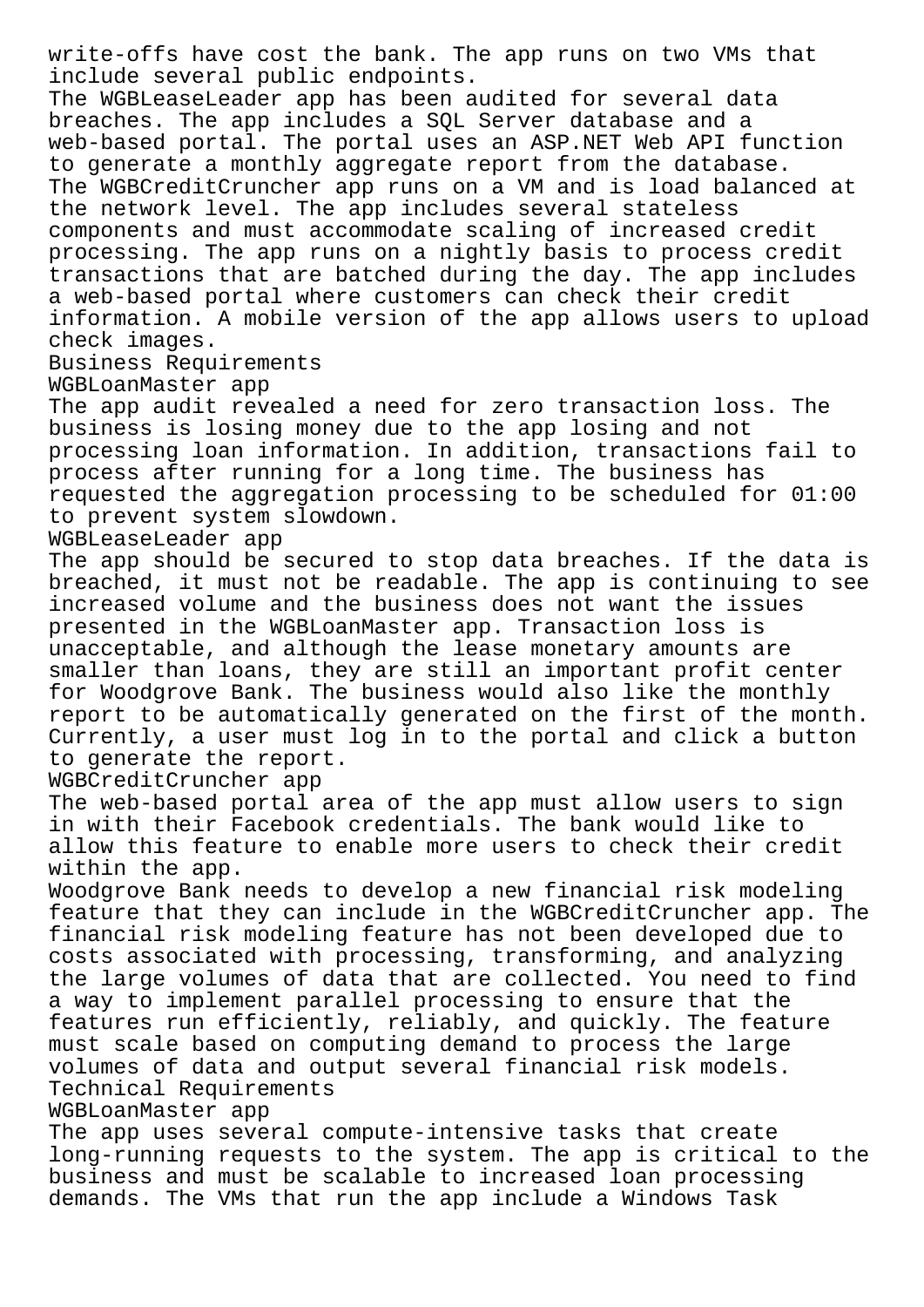write-offs have cost the bank. The app runs on two VMs that include several public endpoints.

The WGBLeaseLeader app has been audited for several data breaches. The app includes a SQL Server database and a web-based portal. The portal uses an ASP.NET Web API function to generate a monthly aggregate report from the database.

The WGBCreditCruncher app runs on a VM and is load balanced at the network level. The app includes several stateless components and must accommodate scaling of increased credit processing. The app runs on a nightly basis to process credit transactions that are batched during the day. The app includes a web-based portal where customers can check their credit information. A mobile version of the app allows users to upload check images.

Business Requirements

WGBLoanMaster app

The app audit revealed a need for zero transaction loss. The business is losing money due to the app losing and not processing loan information. In addition, transactions fail to process after running for a long time. The business has requested the aggregation processing to be scheduled for 01:00 to prevent system slowdown.

WGBLeaseLeader app

The app should be secured to stop data breaches. If the data is breached, it must not be readable. The app is continuing to see increased volume and the business does not want the issues presented in the WGBLoanMaster app. Transaction loss is unacceptable, and although the lease monetary amounts are smaller than loans, they are still an important profit center for Woodgrove Bank. The business would also like the monthly report to be automatically generated on the first of the month. Currently, a user must log in to the portal and click a button to generate the report.

WGBCreditCruncher app

The web-based portal area of the app must allow users to sign in with their Facebook credentials. The bank would like to allow this feature to enable more users to check their credit within the app.

Woodgrove Bank needs to develop a new financial risk modeling feature that they can include in the WGBCreditCruncher app. The financial risk modeling feature has not been developed due to costs associated with processing, transforming, and analyzing the large volumes of data that are collected. You need to find a way to implement parallel processing to ensure that the features run efficiently, reliably, and quickly. The feature must scale based on computing demand to process the large volumes of data and output several financial risk models.

Technical Requirements

WGBLoanMaster app

The app uses several compute-intensive tasks that create long-running requests to the system. The app is critical to the business and must be scalable to increased loan processing demands. The VMs that run the app include a Windows Task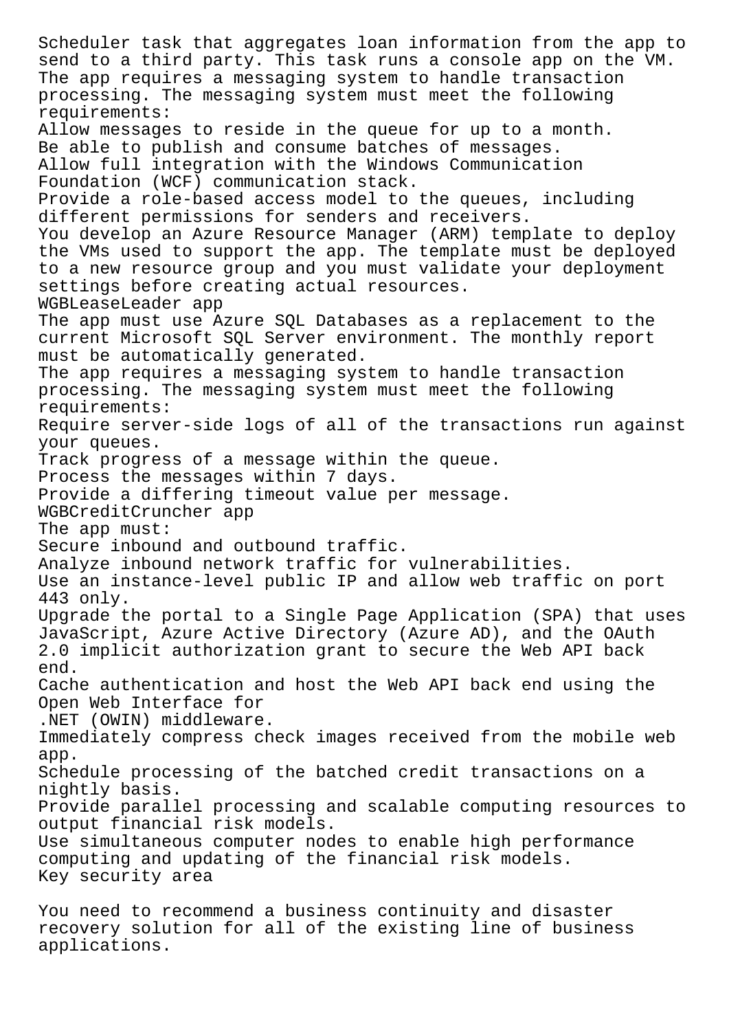Scheduler task that aggregates loan information from the app to send to a third party. This task runs a console app on the VM.

The app requires a messaging system to handle transaction processing. The messaging system must meet the following requirements:

Allow messages to reside in the queue for up to a month.

Be able to publish and consume batches of messages.

Allow full integration with the Windows Communication Foundation (WCF) communication stack.

Provide a role-based access model to the queues, including different permissions for senders and receivers.

You develop an Azure Resource Manager (ARM) template to deploy the VMs used to support the app. The template must be deployed to a new resource group and you must validate your deployment settings before creating actual resources.

WGBLeaseLeader app

The app must use Azure SQL Databases as a replacement to the current Microsoft SQL Server environment. The monthly report must be automatically generated.

The app requires a messaging system to handle transaction processing. The messaging system must meet the following requirements:

Require server-side logs of all of the transactions run against your queues.

Track progress of a message within the queue.

Process the messages within 7 days.

Provide a differing timeout value per message.

WGBCreditCruncher app

The app must:

Secure inbound and outbound traffic.

Analyze inbound network traffic for vulnerabilities.

Use an instance-level public IP and allow web traffic on port 443 only.

Upgrade the portal to a Single Page Application (SPA) that uses JavaScript, Azure Active Directory (Azure AD), and the OAuth 2.0 implicit authorization grant to secure the Web API back end.

Cache authentication and host the Web API back end using the Open Web Interface for .NET (OWIN) middleware.

Immediately compress check images received from the mobile web app.

Schedule processing of the batched credit transactions on a nightly basis.

Provide parallel processing and scalable computing resources to output financial risk models.

Use simultaneous computer nodes to enable high performance computing and updating of the financial risk models.

Key security area

You need to recommend a business continuity and disaster recovery solution for all of the existing line of business applications.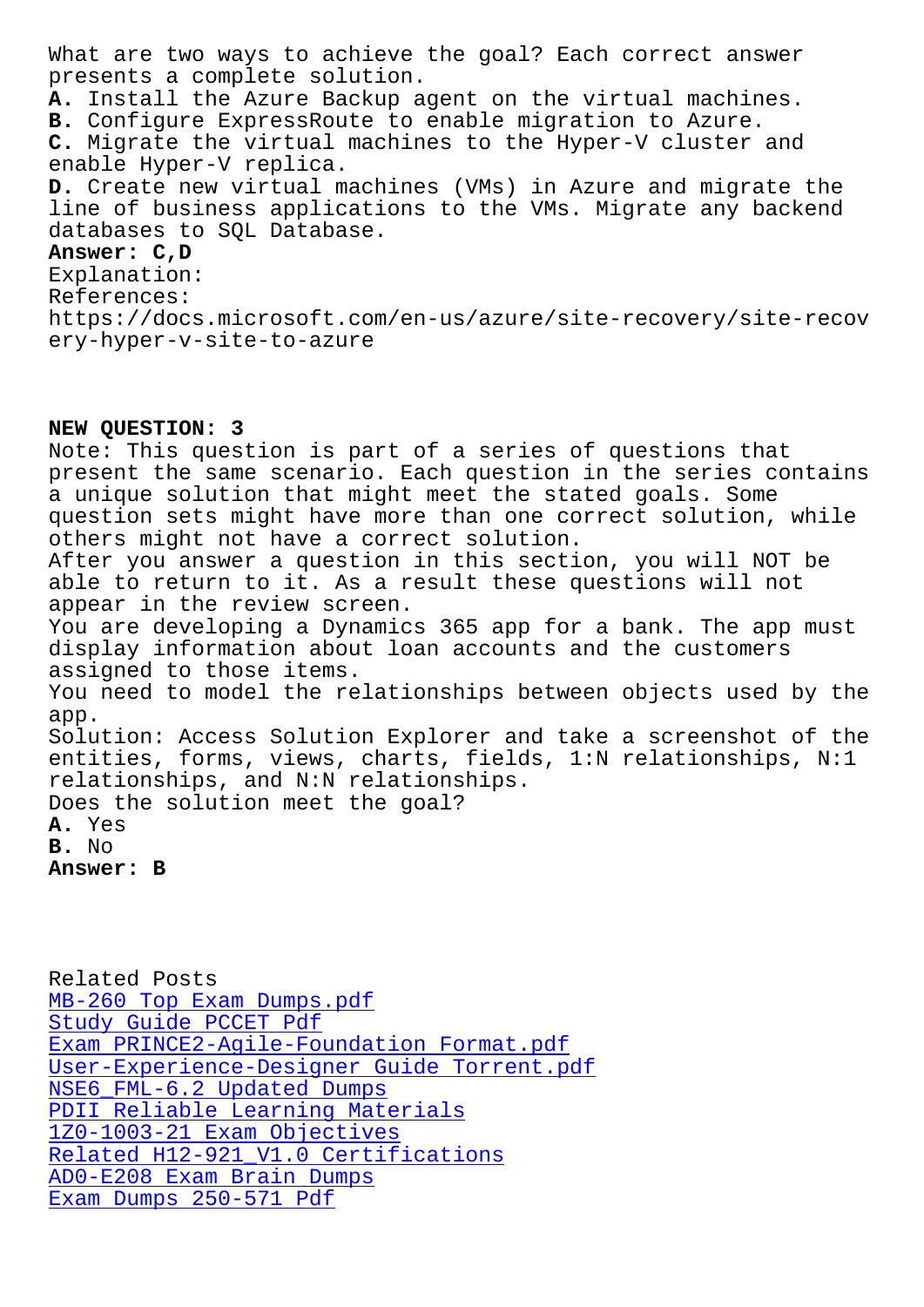What are two ways to achieve the goal? Each correct answer presents a complete solution.

**A.** Install the Azure Backup agent on the virtual machines.
**B.** Configure ExpressRoute to enable migration to Azure.
**C.** Migrate the virtual machines to the Hyper-V cluster and enable Hyper-V replica.
**D.** Create new virtual machines (VMs) in Azure and migrate the line of business applications to the VMs. Migrate any backend databases to SQL Database.

**Answer: C,D**

Explanation:
References:
https://docs.microsoft.com/en-us/azure/site-recovery/site-recovery-hyper-v-site-to-azure

**NEW QUESTION: 3**

Note: This question is part of a series of questions that present the same scenario. Each question in the series contains a unique solution that might meet the stated goals. Some question sets might have more than one correct solution, while others might not have a correct solution.
After you answer a question in this section, you will NOT be able to return to it. As a result these questions will not appear in the review screen.
You are developing a Dynamics 365 app for a bank. The app must display information about loan accounts and the customers assigned to those items.
You need to model the relationships between objects used by the app.
Solution: Access Solution Explorer and take a screenshot of the entities, forms, views, charts, fields, 1:N relationships, N:1 relationships, and N:N relationships.
Does the solution meet the goal?

**A.** Yes
**B.** No

**Answer: B**

Related Posts
MB-260 Top Exam Dumps.pdf
Study Guide PCCET Pdf
Exam PRINCE2-Agile-Foundation Format.pdf
User-Experience-Designer Guide Torrent.pdf
NSE6_FML-6.2 Updated Dumps
PDII Reliable Learning Materials
1Z0-1003-21 Exam Objectives
Related H12-921_V1.0 Certifications
AD0-E208 Exam Brain Dumps
Exam Dumps 250-571 Pdf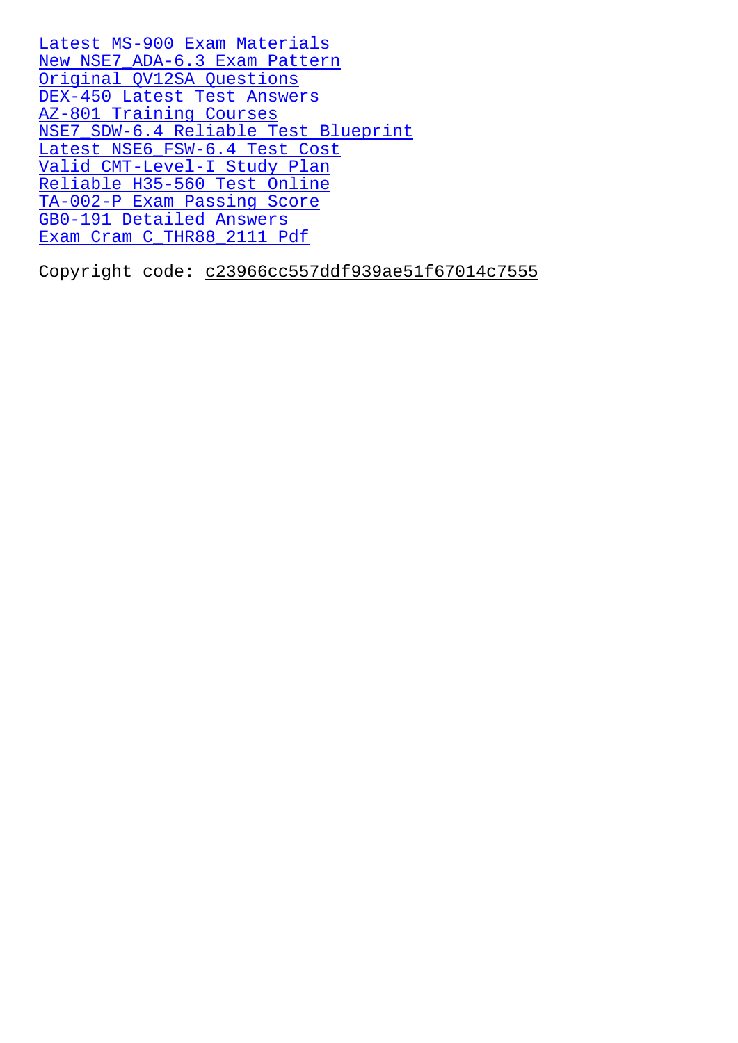Latest MS-900 Exam Materials
New NSE7_ADA-6.3 Exam Pattern
Original QV12SA Questions
DEX-450 Latest Test Answers
AZ-801 Training Courses
NSE7_SDW-6.4 Reliable Test Blueprint
Latest NSE6_FSW-6.4 Test Cost
Valid CMT-Level-I Study Plan
Reliable H35-560 Test Online
TA-002-P Exam Passing Score
GB0-191 Detailed Answers
Exam Cram C_THR88_2111 Pdf

Copyright code: c23966cc557ddf939ae51f67014c7555